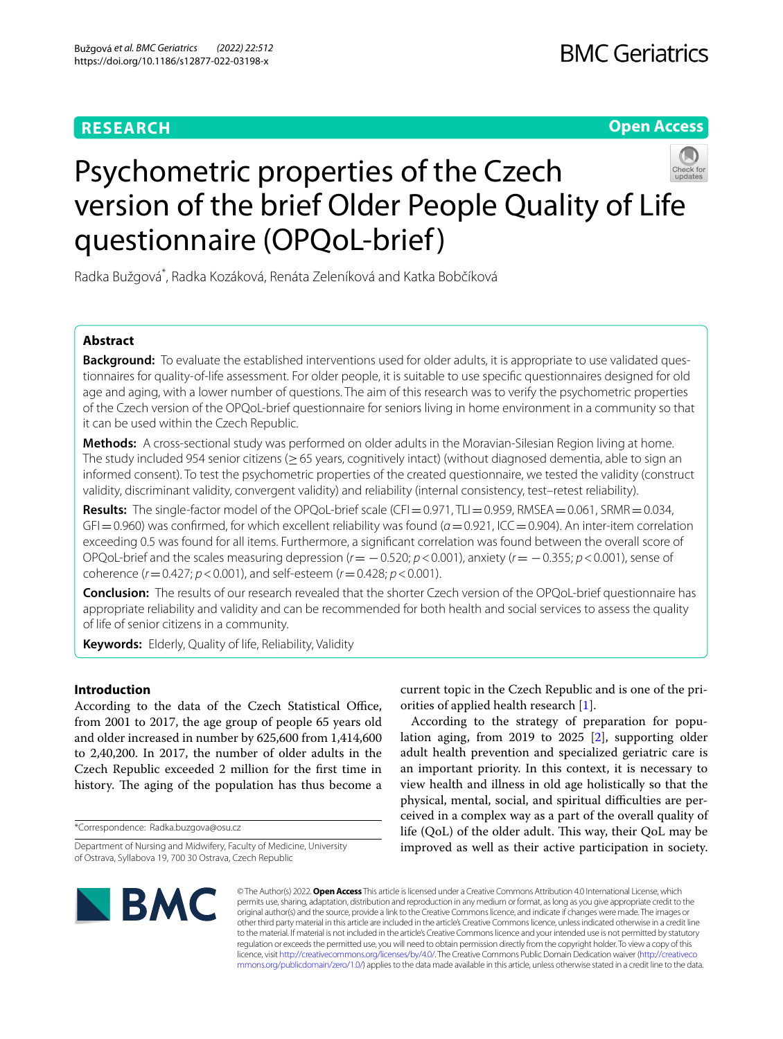RESEARCH

Open Access

# Psychometric properties of the Czech version of the brief Older People Quality of Life questionnaire (OPQoL-brief)

Radka Bužgová*, Radka Kozáková, Renáta Zeleníková and Katka Bobčíková

## Abstract

**Background:** To evaluate the established interventions used for older adults, it is appropriate to use validated questionnaires for quality-of-life assessment. For older people, it is suitable to use specific questionnaires designed for old age and aging, with a lower number of questions. The aim of this research was to verify the psychometric properties of the Czech version of the OPQoL-brief questionnaire for seniors living in home environment in a community so that it can be used within the Czech Republic.

**Methods:** A cross-sectional study was performed on older adults in the Moravian-Silesian Region living at home. The study included 954 senior citizens (≥ 65 years, cognitively intact) (without diagnosed dementia, able to sign an informed consent). To test the psychometric properties of the created questionnaire, we tested the validity (construct validity, discriminant validity, convergent validity) and reliability (internal consistency, test–retest reliability).

**Results:** The single-factor model of the OPQoL-brief scale (CFI = 0.971, TLI = 0.959, RMSEA = 0.061, SRMR = 0.034, GFI = 0.960) was confirmed, for which excellent reliability was found ($\alpha = 0.921$, ICC = 0.904). An inter-item correlation exceeding 0.5 was found for all items. Furthermore, a significant correlation was found between the overall score of OPQoL-brief and the scales measuring depression ($r = -0.520$; $p < 0.001$), anxiety ($r = -0.355$; $p < 0.001$), sense of coherence ($r = 0.427$; $p < 0.001$), and self-esteem ($r = 0.428$; $p < 0.001$).

**Conclusion:** The results of our research revealed that the shorter Czech version of the OPQoL-brief questionnaire has appropriate reliability and validity and can be recommended for both health and social services to assess the quality of life of senior citizens in a community.

**Keywords:** Elderly, Quality of life, Reliability, Validity

## Introduction

According to the data of the Czech Statistical Office, from 2001 to 2017, the age group of people 65 years old and older increased in number by 625,600 from 1,414,600 to 2,40,200. In 2017, the number of older adults in the Czech Republic exceeded 2 million for the first time in history. The aging of the population has thus become a current topic in the Czech Republic and is one of the priorities of applied health research [1].

According to the strategy of preparation for population aging, from 2019 to 2025 [2], supporting older adult health prevention and specialized geriatric care is an important priority. In this context, it is necessary to view health and illness in old age holistically so that the physical, mental, social, and spiritual difficulties are perceived in a complex way as a part of the overall quality of life (QoL) of the older adult. This way, their QoL may be improved as well as their active participation in society.

*Correspondence: Radka.buzgova@osu.cz

Department of Nursing and Midwifery, Faculty of Medicine, University of Ostrava, Syllabova 19, 700 30 Ostrava, Czech Republic

© The Author(s) 2022. **Open Access** This article is licensed under a Creative Commons Attribution 4.0 International License, which permits use, sharing, adaptation, distribution and reproduction in any medium or format, as long as you give appropriate credit to the original author(s) and the source, provide a link to the Creative Commons licence, and indicate if changes were made. The images or other third party material in this article are included in the article's Creative Commons licence, unless indicated otherwise in a credit line to the material. If material is not included in the article's Creative Commons licence and your intended use is not permitted by statutory regulation or exceeds the permitted use, you will need to obtain permission directly from the copyright holder. To view a copy of this licence, visit http://creativecommons.org/licenses/by/4.0/. The Creative Commons Public Domain Dedication waiver (http://creativecommons.org/publicdomain/zero/1.0/) applies to the data made available in this article, unless otherwise stated in a credit line to the data.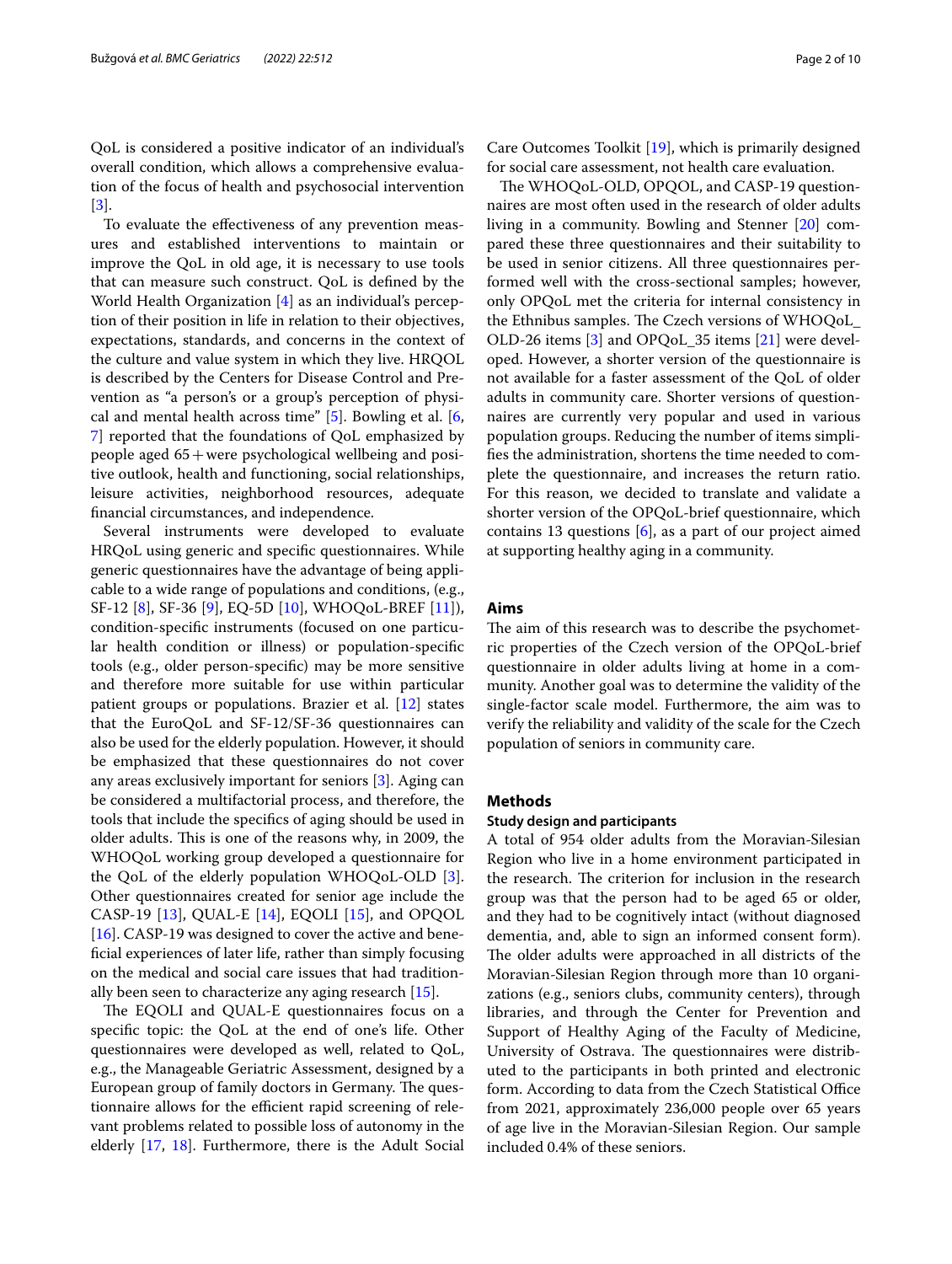QoL is considered a positive indicator of an individual's overall condition, which allows a comprehensive evaluation of the focus of health and psychosocial intervention [3].

To evaluate the effectiveness of any prevention measures and established interventions to maintain or improve the QoL in old age, it is necessary to use tools that can measure such construct. QoL is defined by the World Health Organization [4] as an individual's perception of their position in life in relation to their objectives, expectations, standards, and concerns in the context of the culture and value system in which they live. HRQOL is described by the Centers for Disease Control and Prevention as "a person's or a group's perception of physical and mental health across time" [5]. Bowling et al. [6, 7] reported that the foundations of QoL emphasized by people aged 65+ were psychological wellbeing and positive outlook, health and functioning, social relationships, leisure activities, neighborhood resources, adequate financial circumstances, and independence.

Several instruments were developed to evaluate HRQoL using generic and specific questionnaires. While generic questionnaires have the advantage of being applicable to a wide range of populations and conditions, (e.g., SF-12 [8], SF-36 [9], EQ-5D [10], WHOQoL-BREF [11]), condition-specific instruments (focused on one particular health condition or illness) or population-specific tools (e.g., older person-specific) may be more sensitive and therefore more suitable for use within particular patient groups or populations. Brazier et al. [12] states that the EuroQoL and SF-12/SF-36 questionnaires can also be used for the elderly population. However, it should be emphasized that these questionnaires do not cover any areas exclusively important for seniors [3]. Aging can be considered a multifactorial process, and therefore, the tools that include the specifics of aging should be used in older adults. This is one of the reasons why, in 2009, the WHOQoL working group developed a questionnaire for the QoL of the elderly population WHOQoL-OLD [3]. Other questionnaires created for senior age include the CASP-19 [13], QUAL-E [14], EQOLI [15], and OPQOL [16]. CASP-19 was designed to cover the active and beneficial experiences of later life, rather than simply focusing on the medical and social care issues that had traditionally been seen to characterize any aging research [15].

The EQOLI and QUAL-E questionnaires focus on a specific topic: the QoL at the end of one's life. Other questionnaires were developed as well, related to QoL, e.g., the Manageable Geriatric Assessment, designed by a European group of family doctors in Germany. The questionnaire allows for the efficient rapid screening of relevant problems related to possible loss of autonomy in the elderly [17, 18]. Furthermore, there is the Adult Social Care Outcomes Toolkit [19], which is primarily designed for social care assessment, not health care evaluation.

The WHOQoL-OLD, OPQOL, and CASP-19 questionnaires are most often used in the research of older adults living in a community. Bowling and Stenner [20] compared these three questionnaires and their suitability to be used in senior citizens. All three questionnaires performed well with the cross-sectional samples; however, only OPQoL met the criteria for internal consistency in the Ethnibus samples. The Czech versions of WHOQoL_OLD-26 items [3] and OPQoL_35 items [21] were developed. However, a shorter version of the questionnaire is not available for a faster assessment of the QoL of older adults in community care. Shorter versions of questionnaires are currently very popular and used in various population groups. Reducing the number of items simplifies the administration, shortens the time needed to complete the questionnaire, and increases the return ratio. For this reason, we decided to translate and validate a shorter version of the OPQoL-brief questionnaire, which contains 13 questions [6], as a part of our project aimed at supporting healthy aging in a community.

## Aims

The aim of this research was to describe the psychometric properties of the Czech version of the OPQoL-brief questionnaire in older adults living at home in a community. Another goal was to determine the validity of the single-factor scale model. Furthermore, the aim was to verify the reliability and validity of the scale for the Czech population of seniors in community care.

## Methods

### Study design and participants

A total of 954 older adults from the Moravian-Silesian Region who live in a home environment participated in the research. The criterion for inclusion in the research group was that the person had to be aged 65 or older, and they had to be cognitively intact (without diagnosed dementia, and, able to sign an informed consent form). The older adults were approached in all districts of the Moravian-Silesian Region through more than 10 organizations (e.g., seniors clubs, community centers), through libraries, and through the Center for Prevention and Support of Healthy Aging of the Faculty of Medicine, University of Ostrava. The questionnaires were distributed to the participants in both printed and electronic form. According to data from the Czech Statistical Office from 2021, approximately 236,000 people over 65 years of age live in the Moravian-Silesian Region. Our sample included 0.4% of these seniors.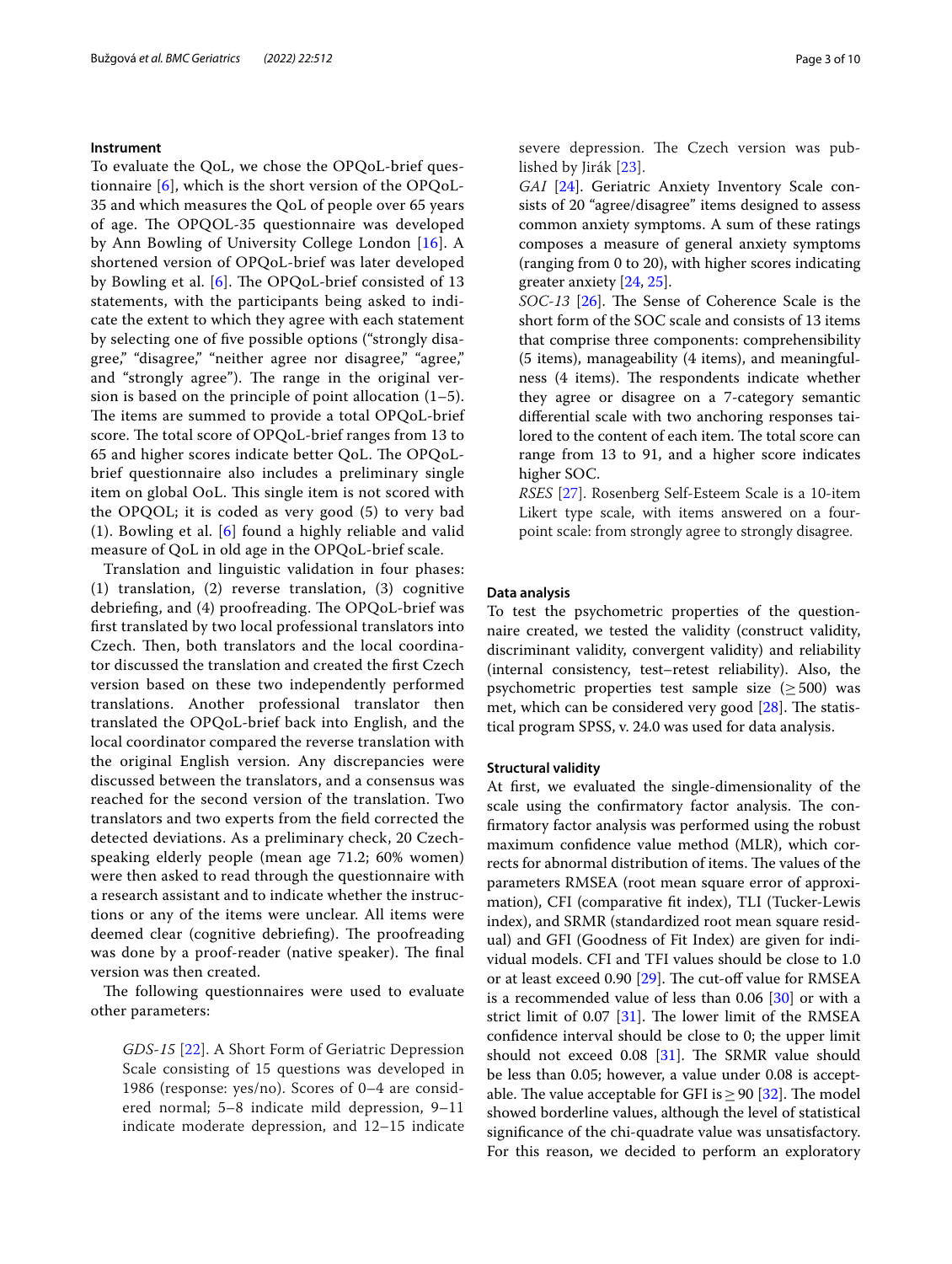### Instrument

To evaluate the QoL, we chose the OPQoL-brief questionnaire [6], which is the short version of the OPQoL-35 and which measures the QoL of people over 65 years of age. The OPQOL-35 questionnaire was developed by Ann Bowling of University College London [16]. A shortened version of OPQoL-brief was later developed by Bowling et al. [6]. The OPQoL-brief consisted of 13 statements, with the participants being asked to indicate the extent to which they agree with each statement by selecting one of five possible options ("strongly disagree," "disagree," "neither agree nor disagree," "agree," and "strongly agree"). The range in the original version is based on the principle of point allocation (1–5). The items are summed to provide a total OPQoL-brief score. The total score of OPQoL-brief ranges from 13 to 65 and higher scores indicate better QoL. The OPQoL-brief questionnaire also includes a preliminary single item on global OoL. This single item is not scored with the OPQOL; it is coded as very good (5) to very bad (1). Bowling et al. [6] found a highly reliable and valid measure of QoL in old age in the OPQoL-brief scale.

Translation and linguistic validation in four phases: (1) translation, (2) reverse translation, (3) cognitive debriefing, and (4) proofreading. The OPQoL-brief was first translated by two local professional translators into Czech. Then, both translators and the local coordinator discussed the translation and created the first Czech version based on these two independently performed translations. Another professional translator then translated the OPQoL-brief back into English, and the local coordinator compared the reverse translation with the original English version. Any discrepancies were discussed between the translators, and a consensus was reached for the second version of the translation. Two translators and two experts from the field corrected the detected deviations. As a preliminary check, 20 Czech-speaking elderly people (mean age 71.2; 60% women) were then asked to read through the questionnaire with a research assistant and to indicate whether the instructions or any of the items were unclear. All items were deemed clear (cognitive debriefing). The proofreading was done by a proof-reader (native speaker). The final version was then created.

The following questionnaires were used to evaluate other parameters:

> *GDS-15* [22]. A Short Form of Geriatric Depression Scale consisting of 15 questions was developed in 1986 (response: yes/no). Scores of 0–4 are considered normal; 5–8 indicate mild depression, 9–11 indicate moderate depression, and 12–15 indicate severe depression. The Czech version was published by Jirák [23].
>
> *GAI* [24]. Geriatric Anxiety Inventory Scale consists of 20 "agree/disagree" items designed to assess common anxiety symptoms. A sum of these ratings composes a measure of general anxiety symptoms (ranging from 0 to 20), with higher scores indicating greater anxiety [24, 25].
>
> *SOC-13* [26]. The Sense of Coherence Scale is the short form of the SOC scale and consists of 13 items that comprise three components: comprehensibility (5 items), manageability (4 items), and meaningfulness (4 items). The respondents indicate whether they agree or disagree on a 7-category semantic differential scale with two anchoring responses tailored to the content of each item. The total score can range from 13 to 91, and a higher score indicates higher SOC.
>
> *RSES* [27]. Rosenberg Self-Esteem Scale is a 10-item Likert type scale, with items answered on a four-point scale: from strongly agree to strongly disagree.

### Data analysis

To test the psychometric properties of the questionnaire created, we tested the validity (construct validity, discriminant validity, convergent validity) and reliability (internal consistency, test–retest reliability). Also, the psychometric properties test sample size ($\geq 500$) was met, which can be considered very good [28]. The statistical program SPSS, v. 24.0 was used for data analysis.

### Structural validity

At first, we evaluated the single-dimensionality of the scale using the confirmatory factor analysis. The confirmatory factor analysis was performed using the robust maximum confidence value method (MLR), which corrects for abnormal distribution of items. The values of the parameters RMSEA (root mean square error of approximation), CFI (comparative fit index), TLI (Tucker-Lewis index), and SRMR (standardized root mean square residual) and GFI (Goodness of Fit Index) are given for individual models. CFI and TFI values should be close to 1.0 or at least exceed 0.90 [29]. The cut-off value for RMSEA is a recommended value of less than 0.06 [30] or with a strict limit of 0.07 [31]. The lower limit of the RMSEA confidence interval should be close to 0; the upper limit should not exceed 0.08 [31]. The SRMR value should be less than 0.05; however, a value under 0.08 is acceptable. The value acceptable for GFI is $\geq 90$ [32]. The model showed borderline values, although the level of statistical significance of the chi-quadrate value was unsatisfactory. For this reason, we decided to perform an exploratory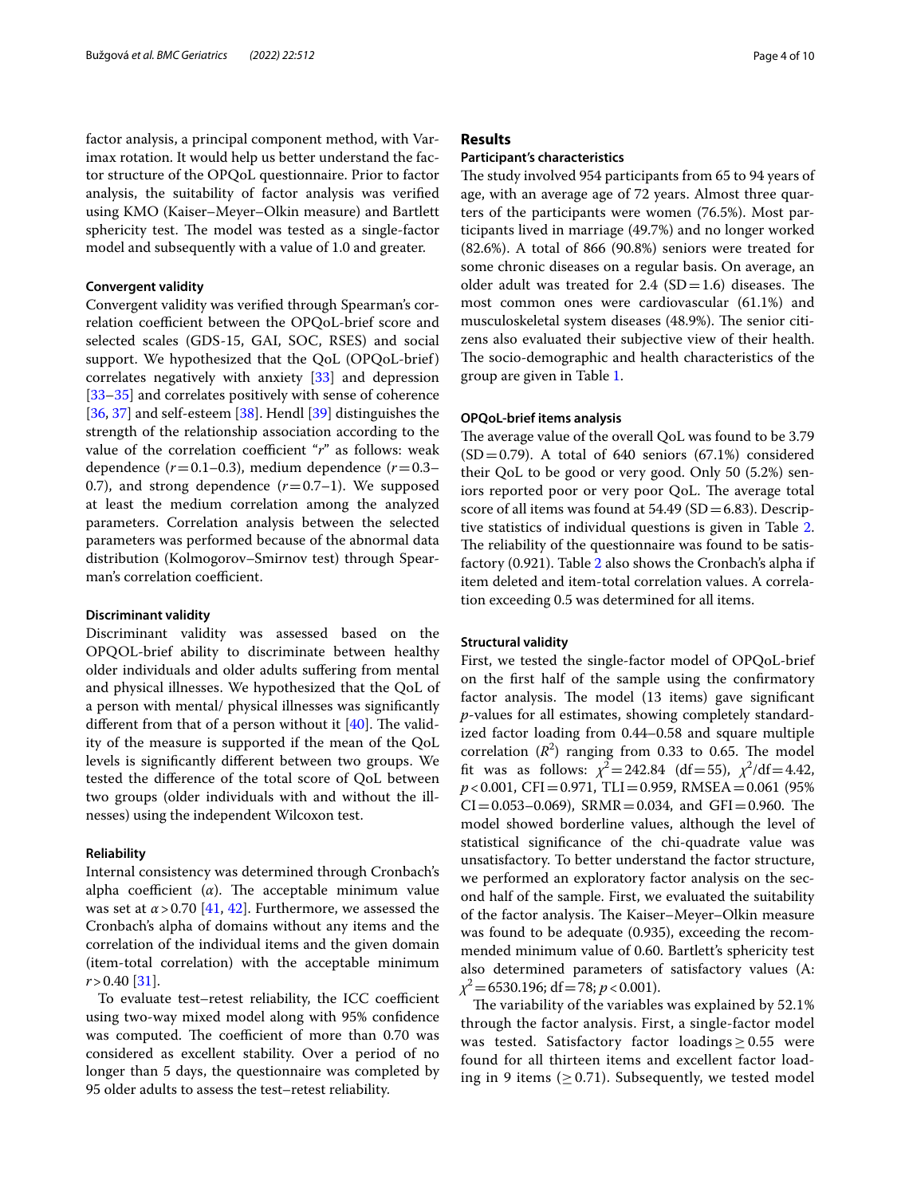factor analysis, a principal component method, with Varimax rotation. It would help us better understand the factor structure of the OPQoL questionnaire. Prior to factor analysis, the suitability of factor analysis was verified using KMO (Kaiser–Meyer–Olkin measure) and Bartlett sphericity test. The model was tested as a single-factor model and subsequently with a value of 1.0 and greater.

#### Convergent validity

Convergent validity was verified through Spearman's correlation coefficient between the OPQoL-brief score and selected scales (GDS-15, GAI, SOC, RSES) and social support. We hypothesized that the QoL (OPQoL-brief) correlates negatively with anxiety [33] and depression [33–35] and correlates positively with sense of coherence [36, 37] and self-esteem [38]. Hendl [39] distinguishes the strength of the relationship association according to the value of the correlation coefficient "*r*" as follows: weak dependence ($r = 0.1–0.3$), medium dependence ($r = 0.3–0.7$), and strong dependence ($r = 0.7–1$). We supposed at least the medium correlation among the analyzed parameters. Correlation analysis between the selected parameters was performed because of the abnormal data distribution (Kolmogorov–Smirnov test) through Spearman's correlation coefficient.

#### Discriminant validity

Discriminant validity was assessed based on the OPQOL-brief ability to discriminate between healthy older individuals and older adults suffering from mental and physical illnesses. We hypothesized that the QoL of a person with mental/ physical illnesses was significantly different from that of a person without it [40]. The validity of the measure is supported if the mean of the QoL levels is significantly different between two groups. We tested the difference of the total score of QoL between two groups (older individuals with and without the illnesses) using the independent Wilcoxon test.

#### Reliability

Internal consistency was determined through Cronbach's alpha coefficient ($\alpha$). The acceptable minimum value was set at $\alpha > 0.70$ [41, 42]. Furthermore, we assessed the Cronbach's alpha of domains without any items and the correlation of the individual items and the given domain (item-total correlation) with the acceptable minimum $r > 0.40$ [31].

To evaluate test–retest reliability, the ICC coefficient using two-way mixed model along with 95% confidence was computed. The coefficient of more than 0.70 was considered as excellent stability. Over a period of no longer than 5 days, the questionnaire was completed by 95 older adults to assess the test–retest reliability.

## Results

#### Participant's characteristics

The study involved 954 participants from 65 to 94 years of age, with an average age of 72 years. Almost three quarters of the participants were women (76.5%). Most participants lived in marriage (49.7%) and no longer worked (82.6%). A total of 866 (90.8%) seniors were treated for some chronic diseases on a regular basis. On average, an older adult was treated for 2.4 ($SD = 1.6$) diseases. The most common ones were cardiovascular (61.1%) and musculoskeletal system diseases (48.9%). The senior citizens also evaluated their subjective view of their health. The socio-demographic and health characteristics of the group are given in Table 1.

#### OPQoL-brief items analysis

The average value of the overall QoL was found to be 3.79 ($SD = 0.79$). A total of 640 seniors (67.1%) considered their QoL to be good or very good. Only 50 (5.2%) seniors reported poor or very poor QoL. The average total score of all items was found at 54.49 ($SD = 6.83$). Descriptive statistics of individual questions is given in Table 2. The reliability of the questionnaire was found to be satisfactory (0.921). Table 2 also shows the Cronbach's alpha if item deleted and item-total correlation values. A correlation exceeding 0.5 was determined for all items.

#### Structural validity

First, we tested the single-factor model of OPQoL-brief on the first half of the sample using the confirmatory factor analysis. The model (13 items) gave significant *p*-values for all estimates, showing completely standardized factor loading from 0.44–0.58 and square multiple correlation ($R^2$) ranging from 0.33 to 0.65. The model fit was as follows: $\chi^2 = 242.84$ ($df = 55$), $\chi^2/df = 4.42$, $p < 0.001$, $CFI = 0.971$, $TLI = 0.959$, $RMSEA = 0.061$ (95% $CI = 0.053–0.069$), $SRMR = 0.034$, and $GFI = 0.960$. The model showed borderline values, although the level of statistical significance of the chi-quadrate value was unsatisfactory. To better understand the factor structure, we performed an exploratory factor analysis on the second half of the sample. First, we evaluated the suitability of the factor analysis. The Kaiser–Meyer–Olkin measure was found to be adequate (0.935), exceeding the recommended minimum value of 0.60. Bartlett's sphericity test also determined parameters of satisfactory values (A: $\chi^2 = 6530.196$; $df = 78$; $p < 0.001$).

The variability of the variables was explained by 52.1% through the factor analysis. First, a single-factor model was tested. Satisfactory factor loadings $\geq 0.55$ were found for all thirteen items and excellent factor loading in 9 items ($\geq 0.71$). Subsequently, we tested model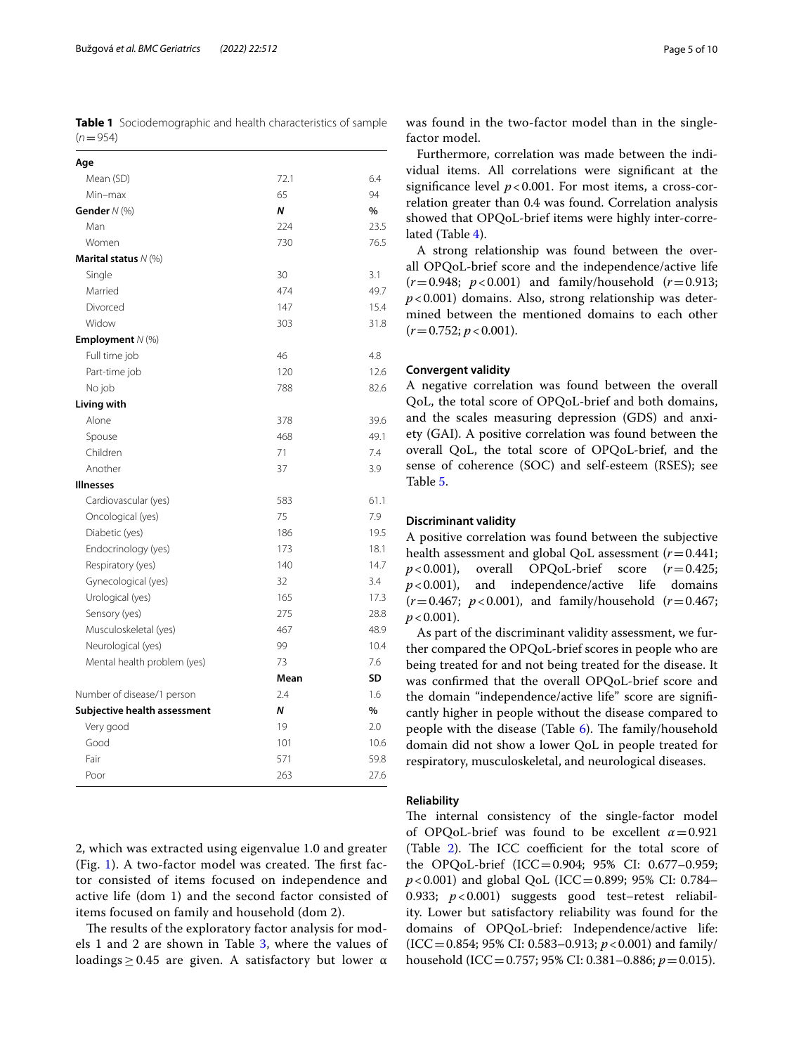**Table 1** Sociodemographic and health characteristics of sample ($n = 954$)

| | | |
|---|---|---|
| **Age** | | |
| Mean (SD) | 72.1 | 6.4 |
| Min–max | 65 | 94 |
| **Gender** *N* (%) | ***N*** | **%** |
| Man | 224 | 23.5 |
| Women | 730 | 76.5 |
| **Marital status** *N* (%) | | |
| Single | 30 | 3.1 |
| Married | 474 | 49.7 |
| Divorced | 147 | 15.4 |
| Widow | 303 | 31.8 |
| **Employment** *N* (%) | | |
| Full time job | 46 | 4.8 |
| Part-time job | 120 | 12.6 |
| No job | 788 | 82.6 |
| **Living with** | | |
| Alone | 378 | 39.6 |
| Spouse | 468 | 49.1 |
| Children | 71 | 7.4 |
| Another | 37 | 3.9 |
| **Illnesses** | | |
| Cardiovascular (yes) | 583 | 61.1 |
| Oncological (yes) | 75 | 7.9 |
| Diabetic (yes) | 186 | 19.5 |
| Endocrinology (yes) | 173 | 18.1 |
| Respiratory (yes) | 140 | 14.7 |
| Gynecological (yes) | 32 | 3.4 |
| Urological (yes) | 165 | 17.3 |
| Sensory (yes) | 275 | 28.8 |
| Musculoskeletal (yes) | 467 | 48.9 |
| Neurological (yes) | 99 | 10.4 |
| Mental health problem (yes) | 73 | 7.6 |
| | **Mean** | **SD** |
| Number of disease/1 person | 2.4 | 1.6 |
| **Subjective health assessment** | ***N*** | **%** |
| Very good | 19 | 2.0 |
| Good | 101 | 10.6 |
| Fair | 571 | 59.8 |
| Poor | 263 | 27.6 |

2, which was extracted using eigenvalue 1.0 and greater (Fig. 1). A two-factor model was created. The first factor consisted of items focused on independence and active life (dom 1) and the second factor consisted of items focused on family and household (dom 2).

The results of the exploratory factor analysis for models 1 and 2 are shown in Table 3, where the values of loadings $\geq 0.45$ are given. A satisfactory but lower $\alpha$ was found in the two-factor model than in the single-factor model.

Furthermore, correlation was made between the individual items. All correlations were significant at the significance level $p < 0.001$. For most items, a cross-correlation greater than 0.4 was found. Correlation analysis showed that OPQoL-brief items were highly inter-correlated (Table 4).

A strong relationship was found between the overall OPQoL-brief score and the independence/active life ($r = 0.948$; $p < 0.001$) and family/household ($r = 0.913$; $p < 0.001$) domains. Also, strong relationship was determined between the mentioned domains to each other ($r = 0.752$; $p < 0.001$).

### Convergent validity

A negative correlation was found between the overall QoL, the total score of OPQoL-brief and both domains, and the scales measuring depression (GDS) and anxiety (GAI). A positive correlation was found between the overall QoL, the total score of OPQoL-brief, and the sense of coherence (SOC) and self-esteem (RSES); see Table 5.

### Discriminant validity

A positive correlation was found between the subjective health assessment and global QoL assessment ($r = 0.441$; $p < 0.001$), overall OPQoL-brief score ($r = 0.425$; $p < 0.001$), and independence/active life domains ($r = 0.467$; $p < 0.001$), and family/household ($r = 0.467$; $p < 0.001$).

As part of the discriminant validity assessment, we further compared the OPQoL-brief scores in people who are being treated for and not being treated for the disease. It was confirmed that the overall OPQoL-brief score and the domain "independence/active life" score are significantly higher in people without the disease compared to people with the disease (Table 6). The family/household domain did not show a lower QoL in people treated for respiratory, musculoskeletal, and neurological diseases.

### Reliability

The internal consistency of the single-factor model of OPQoL-brief was found to be excellent $\alpha = 0.921$ (Table 2). The ICC coefficient for the total score of the OPQoL-brief (ICC = 0.904; 95% CI: 0.677–0.959; $p < 0.001$) and global QoL (ICC = 0.899; 95% CI: 0.784–0.933; $p < 0.001$) suggests good test–retest reliability. Lower but satisfactory reliability was found for the domains of OPQoL-brief: Independence/active life: (ICC = 0.854; 95% CI: 0.583–0.913; $p < 0.001$) and family/household (ICC = 0.757; 95% CI: 0.381–0.886; $p = 0.015$).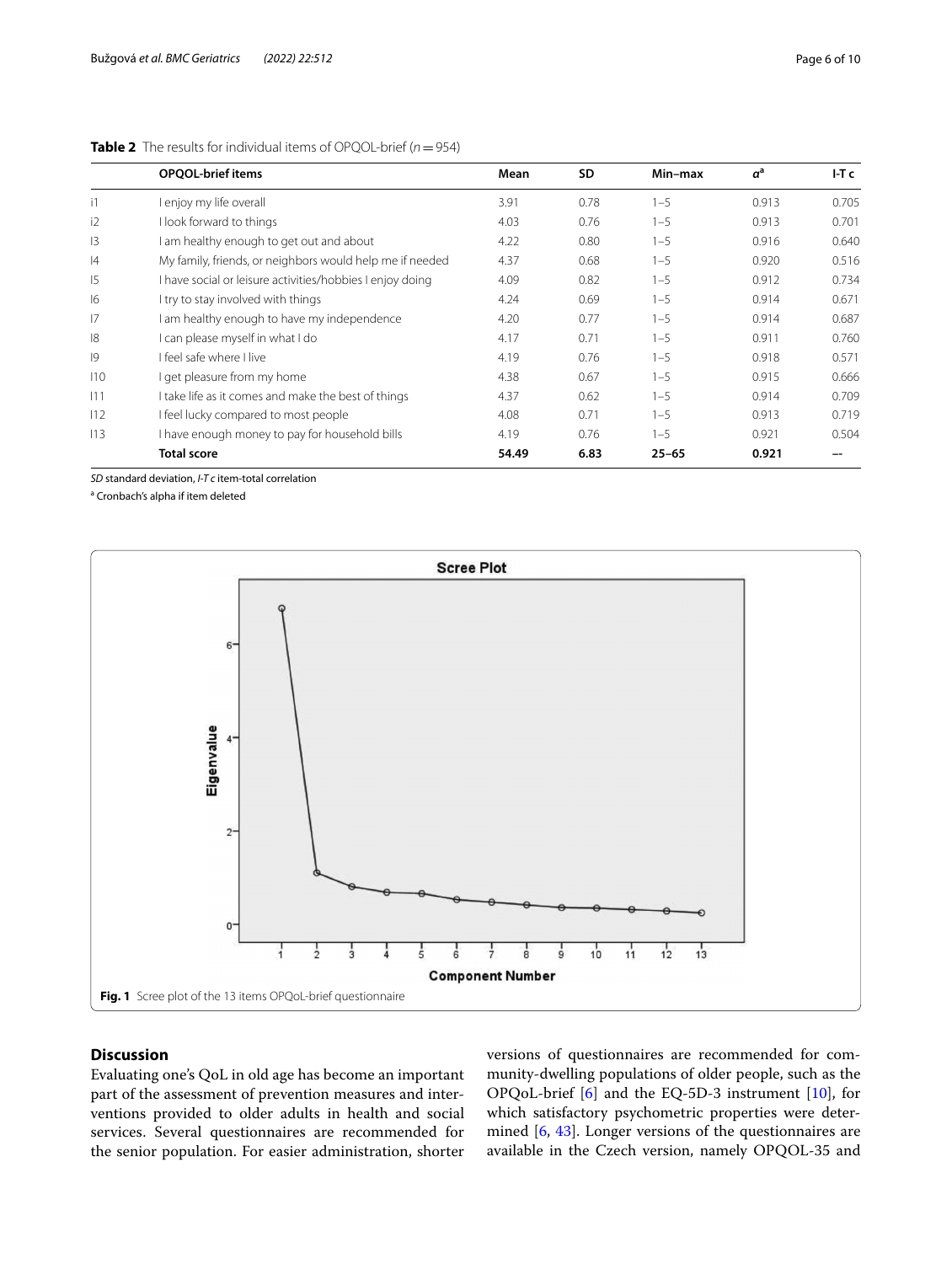**Table 2** The results for individual items of OPQOL-brief ($n = 954$)

| | OPQOL-brief items | Mean | SD | Min–max | $\alpha$[a] | I-T c |
|---|---|---|---|---|---|---|
| i1 | I enjoy my life overall | 3.91 | 0.78 | 1–5 | 0.913 | 0.705 |
| i2 | I look forward to things | 4.03 | 0.76 | 1–5 | 0.913 | 0.701 |
| I3 | I am healthy enough to get out and about | 4.22 | 0.80 | 1–5 | 0.916 | 0.640 |
| I4 | My family, friends, or neighbors would help me if needed | 4.37 | 0.68 | 1–5 | 0.920 | 0.516 |
| I5 | I have social or leisure activities/hobbies I enjoy doing | 4.09 | 0.82 | 1–5 | 0.912 | 0.734 |
| I6 | I try to stay involved with things | 4.24 | 0.69 | 1–5 | 0.914 | 0.671 |
| I7 | I am healthy enough to have my independence | 4.20 | 0.77 | 1–5 | 0.914 | 0.687 |
| I8 | I can please myself in what I do | 4.17 | 0.71 | 1–5 | 0.911 | 0.760 |
| I9 | I feel safe where I live | 4.19 | 0.76 | 1–5 | 0.918 | 0.571 |
| I10 | I get pleasure from my home | 4.38 | 0.67 | 1–5 | 0.915 | 0.666 |
| I11 | I take life as it comes and make the best of things | 4.37 | 0.62 | 1–5 | 0.914 | 0.709 |
| I12 | I feel lucky compared to most people | 4.08 | 0.71 | 1–5 | 0.913 | 0.719 |
| I13 | I have enough money to pay for household bills | 4.19 | 0.76 | 1–5 | 0.921 | 0.504 |
| | **Total score** | **54.49** | **6.83** | **25–65** | **0.921** | -- |

*SD* standard deviation, *I-T c* item-total correlation

[a] Cronbach's alpha if item deleted

**Fig. 1** Scree plot of the 13 items OPQoL-brief questionnaire

## Discussion

Evaluating one's QoL in old age has become an important part of the assessment of prevention measures and interventions provided to older adults in health and social services. Several questionnaires are recommended for the senior population. For easier administration, shorter versions of questionnaires are recommended for community-dwelling populations of older people, such as the OPQoL-brief [6] and the EQ-5D-3 instrument [10], for which satisfactory psychometric properties were determined [6, 43]. Longer versions of the questionnaires are available in the Czech version, namely OPQOL-35 and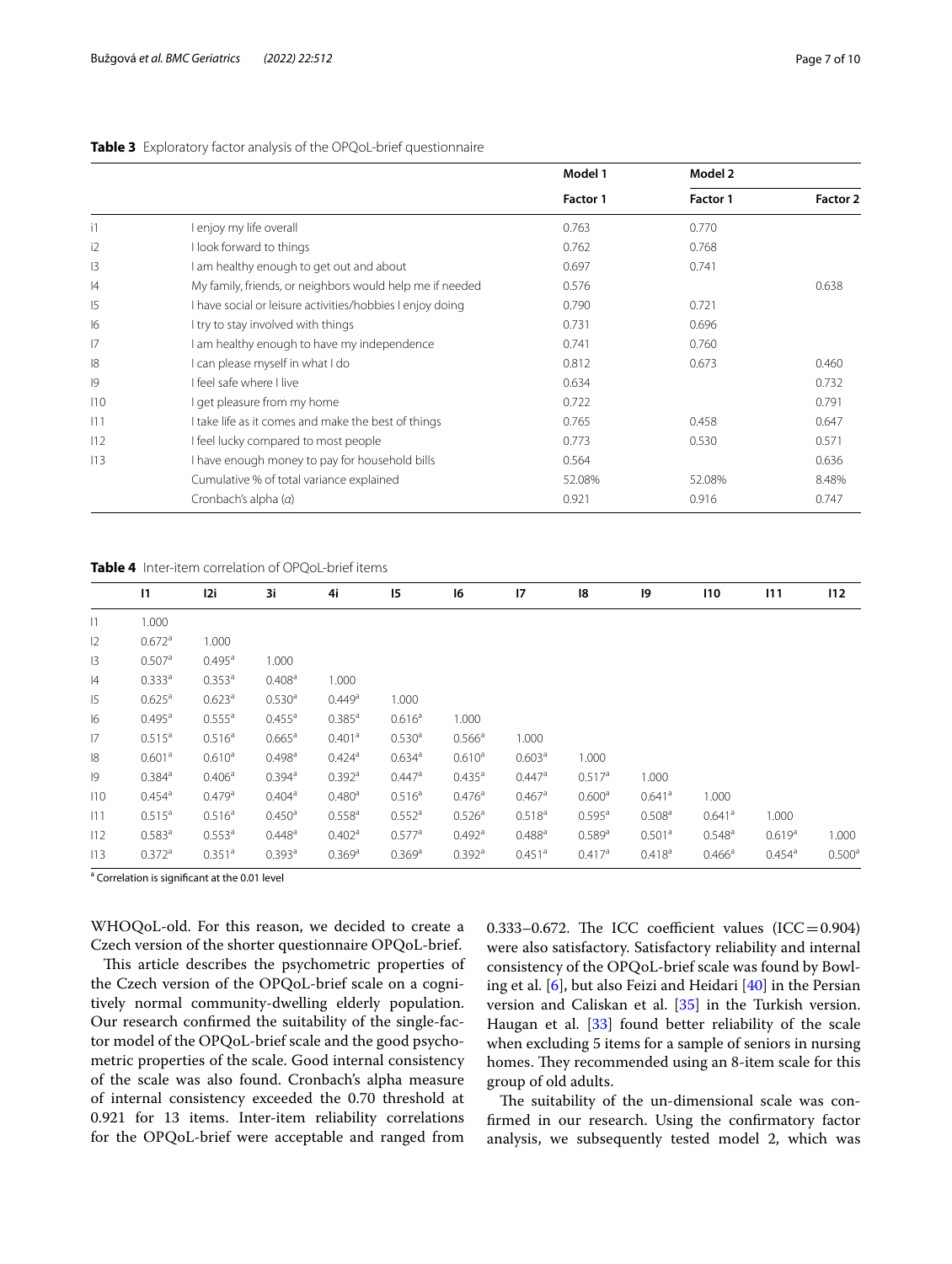**Table 3** Exploratory factor analysis of the OPQoL-brief questionnaire

| | | Model 1 | Model 2 | |
|---|---|---|---|---|
| | | Factor 1 | Factor 1 | Factor 2 |
| i1 | I enjoy my life overall | 0.763 | 0.770 | |
| i2 | I look forward to things | 0.762 | 0.768 | |
| I3 | I am healthy enough to get out and about | 0.697 | 0.741 | |
| I4 | My family, friends, or neighbors would help me if needed | 0.576 | | 0.638 |
| I5 | I have social or leisure activities/hobbies I enjoy doing | 0.790 | 0.721 | |
| I6 | I try to stay involved with things | 0.731 | 0.696 | |
| I7 | I am healthy enough to have my independence | 0.741 | 0.760 | |
| I8 | I can please myself in what I do | 0.812 | 0.673 | 0.460 |
| I9 | I feel safe where I live | 0.634 | | 0.732 |
| I10 | I get pleasure from my home | 0.722 | | 0.791 |
| I11 | I take life as it comes and make the best of things | 0.765 | 0.458 | 0.647 |
| I12 | I feel lucky compared to most people | 0.773 | 0.530 | 0.571 |
| I13 | I have enough money to pay for household bills | 0.564 | | 0.636 |
| | Cumulative % of total variance explained | 52.08% | 52.08% | 8.48% |
| | Cronbach's alpha ($\alpha$) | 0.921 | 0.916 | 0.747 |

**Table 4** Inter-item correlation of OPQoL-brief items

| | I1 | I2i | 3i | 4i | I5 | I6 | I7 | I8 | I9 | I10 | I11 | I12 |
|---|---|---|---|---|---|---|---|---|---|---|---|---|
| I1 | 1.000 | | | | | | | | | | | |
| I2 | 0.672[a] | 1.000 | | | | | | | | | | |
| I3 | 0.507[a] | 0.495[a] | 1.000 | | | | | | | | | |
| I4 | 0.333[a] | 0.353[a] | 0.408[a] | 1.000 | | | | | | | | |
| I5 | 0.625[a] | 0.623[a] | 0.530[a] | 0.449[a] | 1.000 | | | | | | | |
| I6 | 0.495[a] | 0.555[a] | 0.455[a] | 0.385[a] | 0.616[a] | 1.000 | | | | | | |
| I7 | 0.515[a] | 0.516[a] | 0.665[a] | 0.401[a] | 0.530[a] | 0.566[a] | 1.000 | | | | | |
| I8 | 0.601[a] | 0.610[a] | 0.498[a] | 0.424[a] | 0.634[a] | 0.610[a] | 0.603[a] | 1.000 | | | | |
| I9 | 0.384[a] | 0.406[a] | 0.394[a] | 0.392[a] | 0.447[a] | 0.435[a] | 0.447[a] | 0.517[a] | 1.000 | | | |
| I10 | 0.454[a] | 0.479[a] | 0.404[a] | 0.480[a] | 0.516[a] | 0.476[a] | 0.467[a] | 0.600[a] | 0.641[a] | 1.000 | | |
| I11 | 0.515[a] | 0.516[a] | 0.450[a] | 0.558[a] | 0.552[a] | 0.526[a] | 0.518[a] | 0.595[a] | 0.508[a] | 0.641[a] | 1.000 | |
| I12 | 0.583[a] | 0.553[a] | 0.448[a] | 0.402[a] | 0.577[a] | 0.492[a] | 0.488[a] | 0.589[a] | 0.501[a] | 0.548[a] | 0.619[a] | 1.000 |
| I13 | 0.372[a] | 0.351[a] | 0.393[a] | 0.369[a] | 0.369[a] | 0.392[a] | 0.451[a] | 0.417[a] | 0.418[a] | 0.466[a] | 0.454[a] | 0.500[a] |

[a] Correlation is significant at the 0.01 level

WHOQoL-old. For this reason, we decided to create a Czech version of the shorter questionnaire OPQoL-brief.

This article describes the psychometric properties of the Czech version of the OPQoL-brief scale on a cognitively normal community-dwelling elderly population. Our research confirmed the suitability of the single-factor model of the OPQoL-brief scale and the good psychometric properties of the scale. Good internal consistency of the scale was also found. Cronbach's alpha measure of internal consistency exceeded the 0.70 threshold at 0.921 for 13 items. Inter-item reliability correlations for the OPQoL-brief were acceptable and ranged from 0.333–0.672. The ICC coefficient values (ICC = 0.904) were also satisfactory. Satisfactory reliability and internal consistency of the OPQoL-brief scale was found by Bowling et al. [6], but also Feizi and Heidari [40] in the Persian version and Caliskan et al. [35] in the Turkish version. Haugan et al. [33] found better reliability of the scale when excluding 5 items for a sample of seniors in nursing homes. They recommended using an 8-item scale for this group of old adults.

The suitability of the un-dimensional scale was confirmed in our research. Using the confirmatory factor analysis, we subsequently tested model 2, which was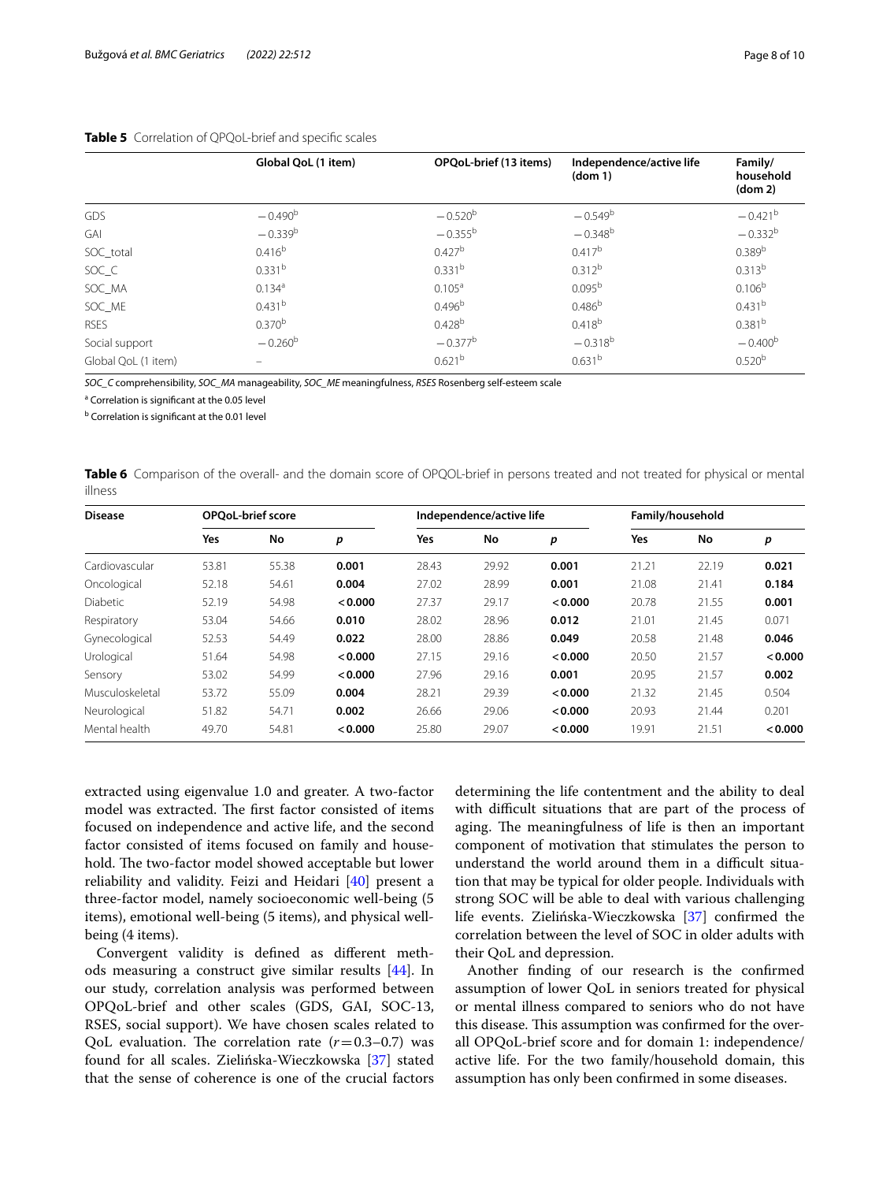**Table 5** Correlation of QPQoL-brief and specific scales

| | Global QoL (1 item) | OPQoL-brief (13 items) | Independence/active life (dom 1) | Family/household (dom 2) |
|---|---|---|---|---|
| GDS | −0.490[b] | −0.520[b] | −0.549[b] | −0.421[b] |
| GAI | −0.339[b] | −0.355[b] | −0.348[b] | −0.332[b] |
| SOC_total | 0.416[b] | 0.427[b] | 0.417[b] | 0.389[b] |
| SOC_C | 0.331[b] | 0.331[b] | 0.312[b] | 0.313[b] |
| SOC_MA | 0.134[a] | 0.105[a] | 0.095[b] | 0.106[b] |
| SOC_ME | 0.431[b] | 0.496[b] | 0.486[b] | 0.431[b] |
| RSES | 0.370[b] | 0.428[b] | 0.418[b] | 0.381[b] |
| Social support | −0.260[b] | −0.377[b] | −0.318[b] | −0.400[b] |
| Global QoL (1 item) | – | 0.621[b] | 0.631[b] | 0.520[b] |

*SOC_C* comprehensibility, *SOC_MA* manageability, *SOC_ME* meaningfulness, *RSES* Rosenberg self-esteem scale

[a] Correlation is significant at the 0.05 level

[b] Correlation is significant at the 0.01 level

**Table 6** Comparison of the overall- and the domain score of OPQOL-brief in persons treated and not treated for physical or mental illness

| Disease | OPQoL-brief score | | | Independence/active life | | | Family/household | | |
|---|---|---|---|---|---|---|---|---|---|
| | Yes | No | *p* | Yes | No | *p* | Yes | No | *p* |
| Cardiovascular | 53.81 | 55.38 | **0.001** | 28.43 | 29.92 | **0.001** | 21.21 | 22.19 | **0.021** |
| Oncological | 52.18 | 54.61 | **0.004** | 27.02 | 28.99 | **0.001** | 21.08 | 21.41 | **0.184** |
| Diabetic | 52.19 | 54.98 | **<0.000** | 27.37 | 29.17 | **<0.000** | 20.78 | 21.55 | **0.001** |
| Respiratory | 53.04 | 54.66 | **0.010** | 28.02 | 28.96 | **0.012** | 21.01 | 21.45 | 0.071 |
| Gynecological | 52.53 | 54.49 | **0.022** | 28.00 | 28.86 | **0.049** | 20.58 | 21.48 | **0.046** |
| Urological | 51.64 | 54.98 | **<0.000** | 27.15 | 29.16 | **<0.000** | 20.50 | 21.57 | **<0.000** |
| Sensory | 53.02 | 54.99 | **<0.000** | 27.96 | 29.16 | **0.001** | 20.95 | 21.57 | **0.002** |
| Musculoskeletal | 53.72 | 55.09 | **0.004** | 28.21 | 29.39 | **<0.000** | 21.32 | 21.45 | 0.504 |
| Neurological | 51.82 | 54.71 | **0.002** | 26.66 | 29.06 | **<0.000** | 20.93 | 21.44 | 0.201 |
| Mental health | 49.70 | 54.81 | **<0.000** | 25.80 | 29.07 | **<0.000** | 19.91 | 21.51 | **<0.000** |

extracted using eigenvalue 1.0 and greater. A two-factor model was extracted. The first factor consisted of items focused on independence and active life, and the second factor consisted of items focused on family and household. The two-factor model showed acceptable but lower reliability and validity. Feizi and Heidari [40] present a three-factor model, namely socioeconomic well-being (5 items), emotional well-being (5 items), and physical well-being (4 items).

Convergent validity is defined as different methods measuring a construct give similar results [44]. In our study, correlation analysis was performed between OPQoL-brief and other scales (GDS, GAI, SOC-13, RSES, social support). We have chosen scales related to QoL evaluation. The correlation rate ($r=0.3–0.7$) was found for all scales. Zielińska-Wieczkowska [37] stated that the sense of coherence is one of the crucial factors determining the life contentment and the ability to deal with difficult situations that are part of the process of aging. The meaningfulness of life is then an important component of motivation that stimulates the person to understand the world around them in a difficult situation that may be typical for older people. Individuals with strong SOC will be able to deal with various challenging life events. Zielińska-Wieczkowska [37] confirmed the correlation between the level of SOC in older adults with their QoL and depression.

Another finding of our research is the confirmed assumption of lower QoL in seniors treated for physical or mental illness compared to seniors who do not have this disease. This assumption was confirmed for the overall OPQoL-brief score and for domain 1: independence/active life. For the two family/household domain, this assumption has only been confirmed in some diseases.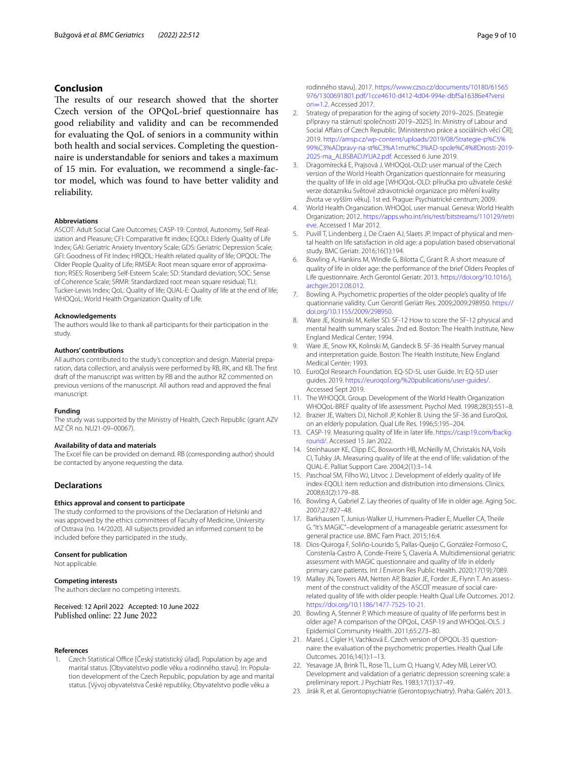## Conclusion

The results of our research showed that the shorter Czech version of the OPQoL-brief questionnaire has good reliability and validity and can be recommended for evaluating the QoL of seniors in a community within both health and social services. Completing the questionnaire is understandable for seniors and takes a maximum of 15 min. For evaluation, we recommend a single-factor model, which was found to have better validity and reliability.

### Abbreviations

ASCOT: Adult Social Care Outcomes; CASP-19: Control, Autonomy, Self-Realization and Pleasure; CFI: Comparative fit index; EQOLI: Elderly Quality of Life Index; GAI: Geriatric Anxiety Inventory Scale; GDS: Geriatric Depression Scale; GFI: Goodness of Fit Index; HRQOL: Health related quality of life; OPQOL: The Older People Quality of Life; RMSEA: Root mean square error of approximation; RSES: Rosenberg Self-Esteem Scale; SD: Standard deviation; SOC: Sense of Coherence Scale; SRMR: Standardized root mean square residual; TLI: Tucker-Lewis Index; QoL: Quality of life; QUAL-E: Quality of life at the end of life; WHOQoL: World Health Organization Quality of Life.

### Acknowledgements

The authors would like to thank all participants for their participation in the study.

### Authors' contributions

All authors contributed to the study's conception and design. Material preparation, data collection, and analysis were performed by RB, RK, and KB. The first draft of the manuscript was written by RB and the author RZ commented on previous versions of the manuscript. All authors read and approved the final manuscript.

### Funding

The study was supported by the Ministry of Health, Czech Republic (grant AZV MZ ČR no. NU21-09–00067).

### Availability of data and materials

The Excel file can be provided on demand. RB (corresponding author) should be contacted by anyone requesting the data.

## Declarations

### Ethics approval and consent to participate

The study conformed to the provisions of the Declaration of Helsinki and was approved by the ethics committees of Faculty of Medicine, University of Ostrava (no. 14/2020). All subjects provided an informed consent to be included before they participated in the study.

### Consent for publication

Not applicable.

### Competing interests

The authors declare no competing interests.

Received: 12 April 2022 Accepted: 10 June 2022
Published online: 22 June 2022

### References

1. Czech Statistical Office [Český statistický úřad]. Population by age and marital status. [Obyvatelstvo podle věku a rodinného stavu]. In: Population development of the Czech Republic, population by age and marital status. [Vývoj obyvatelstva České republiky, Obyvatelstvo podle věku a rodinného stavu]. 2017. https://www.czso.cz/documents/10180/61565976/1300691801.pdf/1cce4610-d412-4d04-994e-dbf5a16386e4?version=1.2. Accessed 2017.
2. Strategy of preparation for the aging of society 2019–2025. [Strategie přípravy na stárnutí společnosti 2019–2025]. In: Ministry of Labour and Social Affairs of Czech Republic. [Ministerstvo práce a sociálních věcí ČR]; 2019. http://amsp.cz/wp-content/uploads/2019/08/Strategie-p%C5%99%C3%ADpravy-na-st%C3%A1rnut%C3%AD-spole%C4%8Dnosti-2019-2025-ma_ALBSBADJYUA2.pdf. Accessed 6 June 2019.
3. Dragomirecká E, Prajsová J. WHOQoL-OLD: user manual of the Czech version of the World Health Organization questionnaire for measuring the quality of life in old age [WHOQoL-OLD: příručka pro uživatele české verze dotazníku Světové zdravotnické organizace pro měření kvality života ve vyšším věku]. 1st ed. Prague: Psychiatrické centrum; 2009.
4. World Health Organization. WHOQoL user manual. Geneva: World Health Organization; 2012. https://apps.who.int/iris/rest/bitstreams/110129/retrieve. Accessed 1 Mar 2012.
5. Puvill T, Lindenberg J, De Craen AJ, Slaets JP. Impact of physical and mental health on life satisfaction in old age: a population based observational study. BMC Geriatr. 2016;16(1):194.
6. Bowling A, Hankins M, Windle G, Bilotta C, Grant R. A short measure of quality of life in older age: the performance of the brief Olders Peoples of Life questionnaire. Arch Gerontol Geriatr. 2013. https://doi.org/10.1016/j.archger.2012.08.012.
7. Bowling A. Psychometric properties of the older people's quality of life quationnarie validity. Curr Gerontl Geriatr Res. 2009;2009:298950. https://doi.org/10.1155/2009/298950.
8. Ware JE, Kosinski M, Keller SD. SF-12 How to score the SF-12 physical and mental health summary scales. 2nd ed. Boston: The Health Institute, New England Medical Center; 1994.
9. Ware JE, Snow KK, Kolinski M, Gandeck B. SF-36 Health Survey manual and interpretation guide. Boston: The Health Institute, New England Medical Center; 1993.
10. EuroQol Research Foundation. EQ-5D-5L user Guide. In: EQ-5D user guides. 2019. https://euroqol.org/%20publications/user-guides/. Accessed Sept 2019.
11. The WHOQOL Group. Development of the World Health Organization WHOQoL-BREF quality of life assessment. Psychol Med. 1998;28(3):551–8.
12. Brazier JE, Walters DJ, Nicholl JP, Kohler B. Using the SF-36 and EuroQoL on an elderly population. Qual Life Res. 1996;5:195–204.
13. CASP-19. Measuring quality of life in later life. https://casp19.com/background/. Accessed 15 Jan 2022.
14. Steinhauser KE, Clipp EC, Bosworth HB, McNeilly M, Christakis NA, Voils CI, Tulsky JA. Measuring quality of life at the end of life: validation of the QUAL-E. Palliat Support Care. 2004;2(1):3–14.
15. Paschoal SM, Filho WJ, Litvoc J. Development of elderly quality of life index-EQOLI: item reduction and distribution into dimensions. Clinics. 2008;63(2):179–88.
16. Bowling A, Gabriel Z. Lay theories of quality of life in older age. Aging Soc. 2007;27:827–48.
17. Barkhausen T, Junius-Walker U, Hummers-Pradier E, Mueller CA, Theile G. "It's MAGIC"–development of a manageable geriatric assessment for general practice use. BMC Fam Pract. 2015;16:4.
18. Dios-Quiroga F, Soliño-Lourido S, Pallas-Queijo C, González-Formoso C, Constenla-Castro A, Conde-Freire S, Clavería A. Multidimensional geriatric assessment with MAGIC questionnaire and quality of life in elderly primary care patients. Int J Environ Res Public Health. 2020;17(19):7089.
19. Malley JN, Towers AM, Netten AP, Brazier JE, Forder JE, Flynn T. An assessment of the construct validity of the ASCOT measure of social care-related quality of life with older people. Health Qual Life Outcomes. 2012. https://doi.org/10.1186/1477-7525-10-21.
20. Bowling A, Stenner P. Which measure of quality of life performs best in older age? A comparison of the OPQoL, CASP-19 and WHOQoL-OLS. J Epidemiol Community Health. 2011;65:273–80.
21. Mareš J, Cígler H, Vachková E. Czech version of OPQOL-35 questionnaire: the evaluation of the psychometric properties. Health Qual Life Outcomes. 2016;14(1):1–13.
22. Yesavage JA, Brink TL, Rose TL, Lum O, Huang V, Adey MB, Leirer VO. Development and validation of a geriatric depression screening scale: a preliminary report. J Psychiatr Res. 1983;17(1):37–49.
23. Jirák R, et al. Gerontopsychiatrie (Gerontopsychiatry). Praha: Galén; 2013.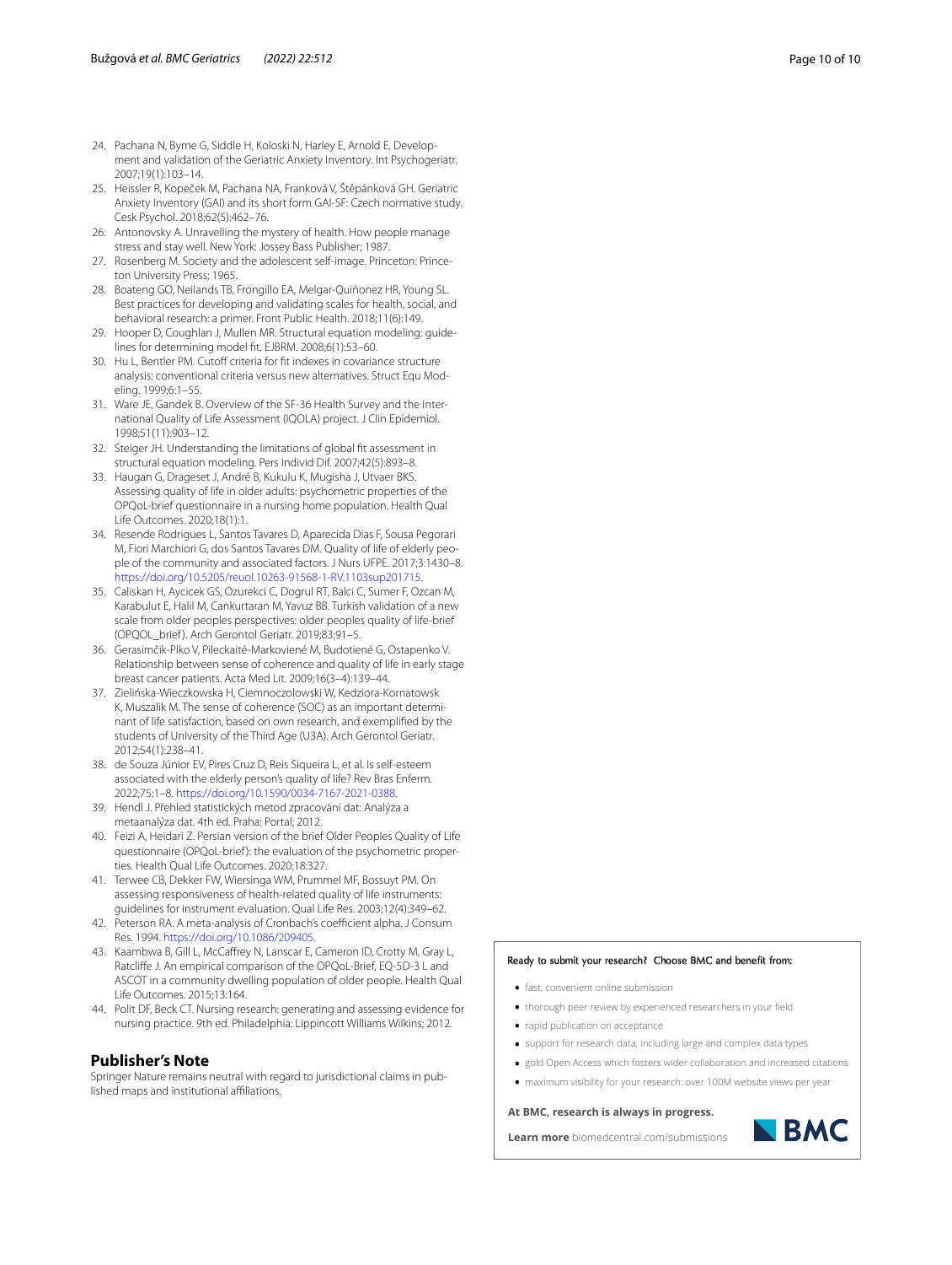24. Pachana N, Byrne G, Siddle H, Koloski N, Harley E, Arnold E. Development and validation of the Geriatric Anxiety Inventory. Int Psychogeriatr. 2007;19(1):103–14.
25. Heissler R, Kopeček M, Pachana NA, Franková V, Štěpánková GH. Geriatric Anxiety Inventory (GAI) and its short form GAI-SF: Czech normative study. Cesk Psychol. 2018;62(5):462–76.
26. Antonovsky A. Unravelling the mystery of health. How people manage stress and stay well. New York: Jossey Bass Publisher; 1987.
27. Rosenberg M. Society and the adolescent self-image. Princeton: Princeton University Press; 1965.
28. Boateng GO, Neilands TB, Frongillo EA, Melgar-Quiñonez HR, Young SL. Best practices for developing and validating scales for health, social, and behavioral research: a primer. Front Public Health. 2018;11(6):149.
29. Hooper D, Coughlan J, Mullen MR. Structural equation modeling: guidelines for determining model fit. EJBRM. 2008;6(1):53–60.
30. Hu L, Bentler PM. Cutoff criteria for fit indexes in covariance structure analysis: conventional criteria versus new alternatives. Struct Equ Modeling. 1999;6:1–55.
31. Ware JE, Gandek B. Overview of the SF-36 Health Survey and the International Quality of Life Assessment (IQOLA) project. J Clin Epidemiol. 1998;51(11):903–12.
32. Steiger JH. Understanding the limitations of global fit assessment in structural equation modeling. Pers Individ Dif. 2007;42(5):893–8.
33. Haugan G, Drageset J, André B, Kukulu K, Mugisha J, Utvaer BKS. Assessing quality of life in older adults: psychometric properties of the OPQoL-brief questionnaire in a nursing home population. Health Qual Life Outcomes. 2020;18(1):1.
34. Resende Rodrigues L, Santos Tavares D, Aparecida Dias F, Sousa Pegorari M, Fiori Marchiori G, dos Santos Tavares DM. Quality of life of elderly people of the community and associated factors. J Nurs UFPE. 2017;3:1430–8. https://doi.org/10.5205/reuol.10263-91568-1-RV.1103sup201715.
35. Caliskan H, Aycicek GS, Ozurekci C, Dogrul RT, Balci C, Sumer F, Ozcan M, Karabulut E, Halil M, Cankurtaran M, Yavuz BB. Turkish validation of a new scale from older peoples perspectives: older peoples quality of life-brief (OPQOL_brief). Arch Gerontol Geriatr. 2019;83:91–5.
36. Gerasimčik-Plko V, Pileckaité-Markoviené M, Budotiené G, Ostapenko V. Relationship between sense of coherence and quality of life in early stage breast cancer patients. Acta Med Lit. 2009;16(3–4):139–44.
37. Zielińska-Wieczkowska H, Ciemnoczolowski W, Kedziora-Kornatowsk K, Muszalik M. The sense of coherence (SOC) as an important determinant of life satisfaction, based on own research, and exemplified by the students of University of the Third Age (U3A). Arch Gerontol Geriatr. 2012;54(1):238–41.
38. de Souza Júnior EV, Pires Cruz D, Reis Siqueira L, et al. Is self-esteem associated with the elderly person's quality of life? Rev Bras Enferm. 2022;75:1–8. https://doi.org/10.1590/0034-7167-2021-0388.
39. Hendl J. Přehled statistických metod zpracování dat: Analýza a metaanalýza dat. 4th ed. Praha: Portal; 2012.
40. Feizi A, Heidari Z. Persian version of the brief Older Peoples Quality of Life questionnaire (OPQoL-brief): the evaluation of the psychometric properties. Health Qual Life Outcomes. 2020;18:327.
41. Terwee CB, Dekker FW, Wiersinga WM, Prummel MF, Bossuyt PM. On assessing responsiveness of health-related quality of life instruments: guidelines for instrument evaluation. Qual Life Res. 2003;12(4):349–62.
42. Peterson RA. A meta-analysis of Cronbach's coefficient alpha. J Consum Res. 1994. https://doi.org/10.1086/209405.
43. Kaambwa B, Gill L, McCaffrey N, Lanscar E, Cameron ID, Crotty M, Gray L, Ratcliffe J. An empirical comparison of the OPQoL-Brief, EQ-5D-3 L and ASCOT in a community dwelling population of older people. Health Qual Life Outcomes. 2015;13:164.
44. Polit DF, Beck CT. Nursing research: generating and assessing evidence for nursing practice. 9th ed. Philadelphia: Lippincott Williams Wilkins; 2012.

## Publisher's Note

Springer Nature remains neutral with regard to jurisdictional claims in published maps and institutional affiliations.

Ready to submit your research? Choose BMC and benefit from:

- fast, convenient online submission
- thorough peer review by experienced researchers in your field
- rapid publication on acceptance
- support for research data, including large and complex data types
- gold Open Access which fosters wider collaboration and increased citations
- maximum visibility for your research: over 100M website views per year

**At BMC, research is always in progress.**

**Learn more** biomedcentral.com/submissions

BMC